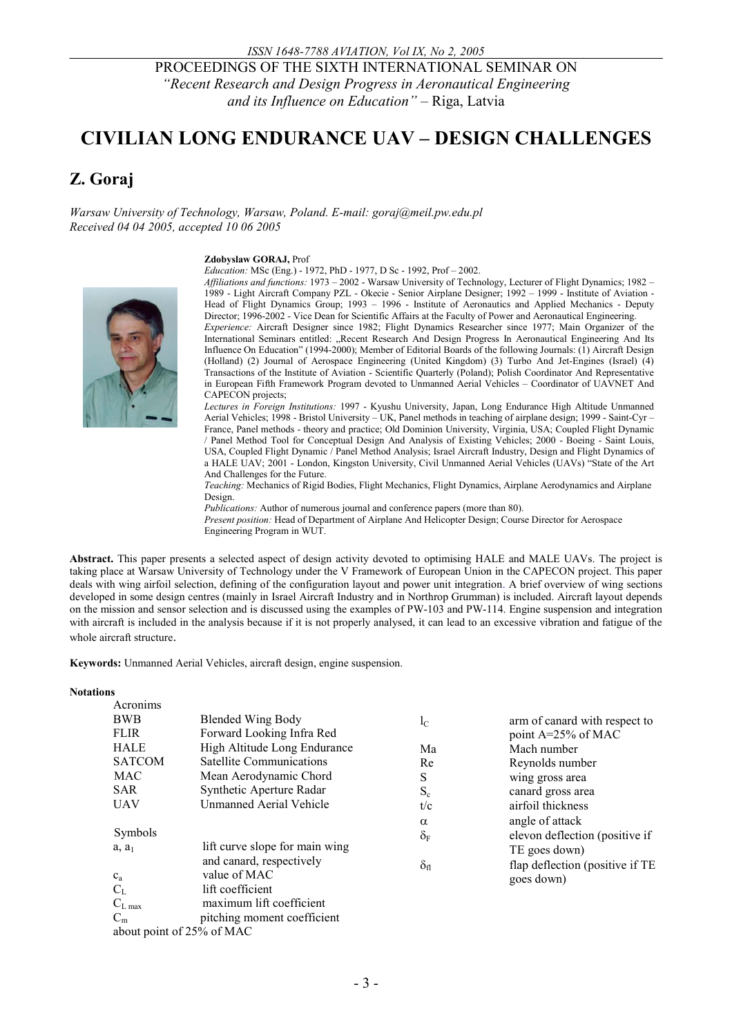PROCEEDINGS OF THE SIXTH INTERNATIONAL SEMINAR ON
*"Recent Research and Design Progress in Aeronautical Engineering and its Influence on Education"* – Riga, Latvia

# CIVILIAN LONG ENDURANCE UAV – DESIGN CHALLENGES

## Z. Goraj

*Warsaw University of Technology, Warsaw, Poland. E-mail: goraj@meil.pw.edu.pl*
*Received 04 04 2005, accepted 10 06 2005*

**Zdobyslaw GORAJ,** Prof

*Education:* MSc (Eng.) - 1972, PhD - 1977, D Sc - 1992, Prof – 2002.

*Affiliations and functions:* 1973 – 2002 - Warsaw University of Technology, Lecturer of Flight Dynamics; 1982 – 1989 - Light Aircraft Company PZL - Okecie - Senior Airplane Designer; 1992 – 1999 - Institute of Aviation - Head of Flight Dynamics Group; 1993 – 1996 - Institute of Aeronautics and Applied Mechanics - Deputy Director; 1996-2002 - Vice Dean for Scientific Affairs at the Faculty of Power and Aeronautical Engineering.

*Experience:* Aircraft Designer since 1982; Flight Dynamics Researcher since 1977; Main Organizer of the International Seminars entitled: „Recent Research And Design Progress In Aeronautical Engineering And Its Influence On Education" (1994-2000); Member of Editorial Boards of the following Journals: (1) Aircraft Design (Holland) (2) Journal of Aerospace Engineering (United Kingdom) (3) Turbo And Jet-Engines (Israel) (4) Transactions of the Institute of Aviation - Scientific Quarterly (Poland); Polish Coordinator And Representative in European Fifth Framework Program devoted to Unmanned Aerial Vehicles – Coordinator of UAVNET And CAPECON projects;

*Lectures in Foreign Institutions:* 1997 - Kyushu University, Japan, Long Endurance High Altitude Unmanned Aerial Vehicles; 1998 - Bristol University – UK, Panel methods in teaching of airplane design; 1999 - Saint-Cyr – France, Panel methods - theory and practice; Old Dominion University, Virginia, USA; Coupled Flight Dynamic / Panel Method Tool for Conceptual Design And Analysis of Existing Vehicles; 2000 - Boeing - Saint Louis, USA, Coupled Flight Dynamic / Panel Method Analysis; Israel Aircraft Industry, Design and Flight Dynamics of a HALE UAV; 2001 - London, Kingston University, Civil Unmanned Aerial Vehicles (UAVs) "State of the Art And Challenges for the Future.

*Teaching:* Mechanics of Rigid Bodies, Flight Mechanics, Flight Dynamics, Airplane Aerodynamics and Airplane Design.

*Publications:* Author of numerous journal and conference papers (more than 80).

*Present position:* Head of Department of Airplane And Helicopter Design; Course Director for Aerospace Engineering Program in WUT.

**Abstract.** This paper presents a selected aspect of design activity devoted to optimising HALE and MALE UAVs. The project is taking place at Warsaw University of Technology under the V Framework of European Union in the CAPECON project. This paper deals with wing airfoil selection, defining of the configuration layout and power unit integration. A brief overview of wing sections developed in some design centres (mainly in Israel Aircraft Industry and in Northrop Grumman) is included. Aircraft layout depends on the mission and sensor selection and is discussed using the examples of PW-103 and PW-114. Engine suspension and integration with aircraft is included in the analysis because if it is not properly analysed, it can lead to an excessive vibration and fatigue of the whole aircraft structure.

**Keywords:** Unmanned Aerial Vehicles, aircraft design, engine suspension.

**Notations**

Acronims

| | |
|---|---|
| BWB | Blended Wing Body |
| FLIR | Forward Looking Infra Red |
| HALE | High Altitude Long Endurance |
| SATCOM | Satellite Communications |
| MAC | Mean Aerodynamic Chord |
| SAR | Synthetic Aperture Radar |
| UAV | Unmanned Aerial Vehicle |

Symbols

| | |
|---|---|
| $a$, $a_1$ | lift curve slope for main wing and canard, respectively |
| $c_a$ | value of MAC |
| $C_L$ | lift coefficient |
| $C_{L\,max}$ | maximum lift coefficient |
| $C_m$ | pitching moment coefficient about point of 25% of MAC |
| $l_C$ | arm of canard with respect to point A=25% of MAC |
| Ma | Mach number |
| Re | Reynolds number |
| S | wing gross area |
| $S_c$ | canard gross area |
| t/c | airfoil thickness |
| $\alpha$ | angle of attack |
| $\delta_F$ | elevon deflection (positive if TE goes down) |
| $\delta_{fl}$ | flap deflection (positive if TE goes down) |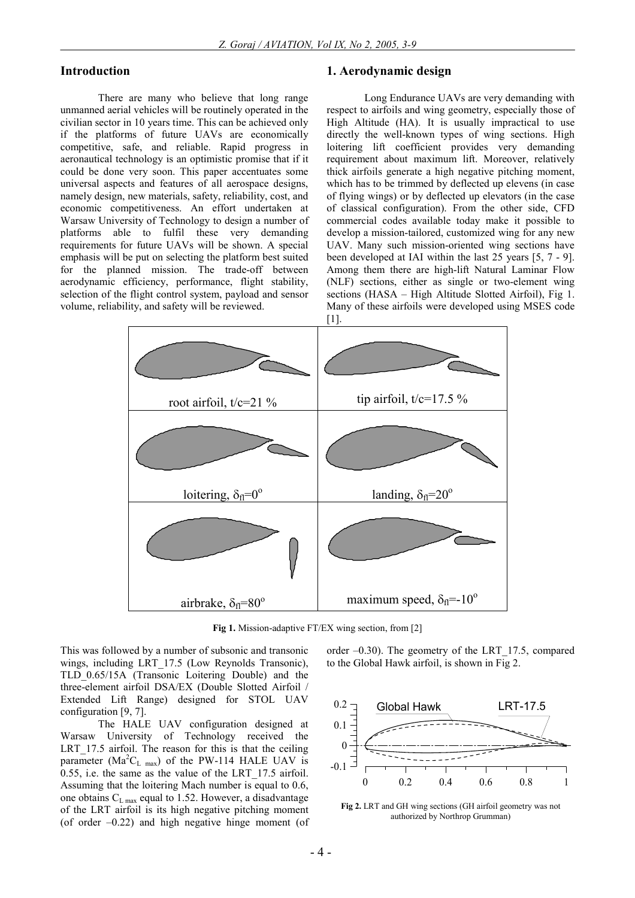## Introduction

There are many who believe that long range unmanned aerial vehicles will be routinely operated in the civilian sector in 10 years time. This can be achieved only if the platforms of future UAVs are economically competitive, safe, and reliable. Rapid progress in aeronautical technology is an optimistic promise that if it could be done very soon. This paper accentuates some universal aspects and features of all aerospace designs, namely design, new materials, safety, reliability, cost, and economic competitiveness. An effort undertaken at Warsaw University of Technology to design a number of platforms able to fulfil these very demanding requirements for future UAVs will be shown. A special emphasis will be put on selecting the platform best suited for the planned mission. The trade-off between aerodynamic efficiency, performance, flight stability, selection of the flight control system, payload and sensor volume, reliability, and safety will be reviewed.

## 1. Aerodynamic design

Long Endurance UAVs are very demanding with respect to airfoils and wing geometry, especially those of High Altitude (HA). It is usually impractical to use directly the well-known types of wing sections. High loitering lift coefficient provides very demanding requirement about maximum lift. Moreover, relatively thick airfoils generate a high negative pitching moment, which has to be trimmed by deflected up elevens (in case of flying wings) or by deflected up elevators (in the case of classical configuration). From the other side, CFD commercial codes available today make it possible to develop a mission-tailored, customized wing for any new UAV. Many such mission-oriented wing sections have been developed at IAI within the last 25 years [5, 7 - 9]. Among them there are high-lift Natural Laminar Flow (NLF) sections, either as single or two-element wing sections (HASA – High Altitude Slotted Airfoil), Fig 1. Many of these airfoils were developed using MSES code [1].

root airfoil, t/c=21 %

tip airfoil, t/c=17.5 %

loitering, $\delta_{fl}=0^{o}$

landing, $\delta_{fl}=20^{o}$

airbrake, $\delta_{fl}=80^{o}$

maximum speed, $\delta_{fl}=-10^{o}$

**Fig 1.** Mission-adaptive FT/EX wing section, from [2]

This was followed by a number of subsonic and transonic wings, including LRT_17.5 (Low Reynolds Transonic), TLD_0.65/15A (Transonic Loitering Double) and the three-element airfoil DSA/EX (Double Slotted Airfoil / Extended Lift Range) designed for STOL UAV configuration [9, 7].

The HALE UAV configuration designed at Warsaw University of Technology received the LRT_17.5 airfoil. The reason for this is that the ceiling parameter ($Ma^2C_{L\ max}$) of the PW-114 HALE UAV is 0.55, i.e. the same as the value of the LRT_17.5 airfoil. Assuming that the loitering Mach number is equal to 0.6, one obtains $C_{L\ max}$ equal to 1.52. However, a disadvantage of the LRT airfoil is its high negative pitching moment (of order –0.22) and high negative hinge moment (of order –0.30). The geometry of the LRT_17.5, compared to the Global Hawk airfoil, is shown in Fig 2.

**Fig 2.** LRT and GH wing sections (GH airfoil geometry was not authorized by Northrop Grumman)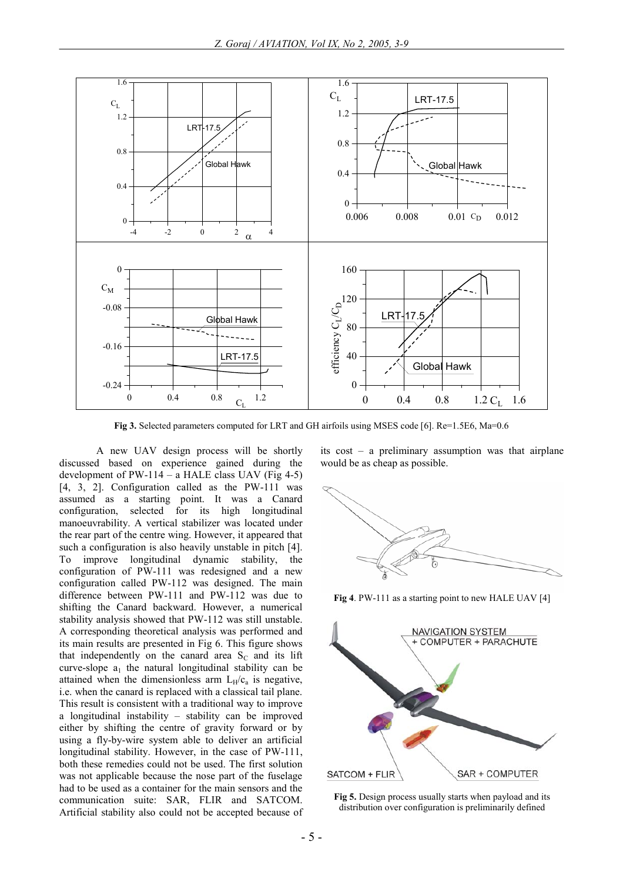Fig 3. Selected parameters computed for LRT and GH airfoils using MSES code [6]. Re=1.5E6, Ma=0.6

A new UAV design process will be shortly discussed based on experience gained during the development of PW-114 – a HALE class UAV (Fig 4-5) [4, 3, 2]. Configuration called as the PW-111 was assumed as a starting point. It was a Canard configuration, selected for its high longitudinal manoeuvrability. A vertical stabilizer was located under the rear part of the centre wing. However, it appeared that such a configuration is also heavily unstable in pitch [4]. To improve longitudinal dynamic stability, the configuration of PW-111 was redesigned and a new configuration called PW-112 was designed. The main difference between PW-111 and PW-112 was due to shifting the Canard backward. However, a numerical stability analysis showed that PW-112 was still unstable. A corresponding theoretical analysis was performed and its main results are presented in Fig 6. This figure shows that independently on the canard area $S_C$ and its lift curve-slope $a_1$ the natural longitudinal stability can be attained when the dimensionless arm $L_H/c_a$ is negative, i.e. when the canard is replaced with a classical tail plane. This result is consistent with a traditional way to improve a longitudinal instability – stability can be improved either by shifting the centre of gravity forward or by using a fly-by-wire system able to deliver an artificial longitudinal stability. However, in the case of PW-111, both these remedies could not be used. The first solution was not applicable because the nose part of the fuselage had to be used as a container for the main sensors and the communication suite: SAR, FLIR and SATCOM. Artificial stability also could not be accepted because of its cost – a preliminary assumption was that airplane would be as cheap as possible.

Fig 4. PW-111 as a starting point to new HALE UAV [4]

Fig 5. Design process usually starts when payload and its distribution over configuration is preliminarily defined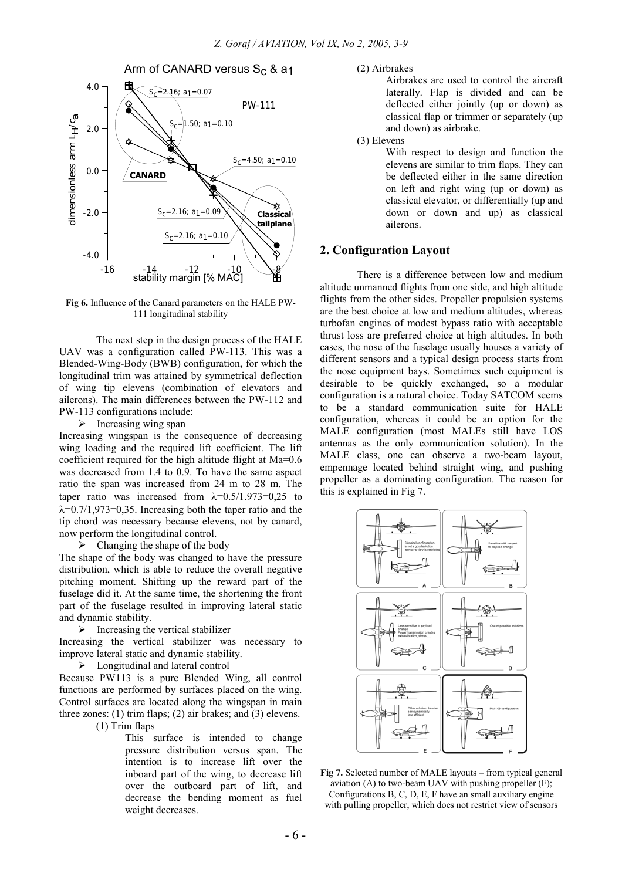Fig 6. Influence of the Canard parameters on the HALE PW-111 longitudinal stability

The next step in the design process of the HALE UAV was a configuration called PW-113. This was a Blended-Wing-Body (BWB) configuration, for which the longitudinal trim was attained by symmetrical deflection of wing tip elevens (combination of elevators and ailerons). The main differences between the PW-112 and PW-113 configurations include:

- Increasing wing span

Increasing wingspan is the consequence of decreasing wing loading and the required lift coefficient. The lift coefficient required for the high altitude flight at Ma=0.6 was decreased from 1.4 to 0.9. To have the same aspect ratio the span was increased from 24 m to 28 m. The taper ratio was increased from $\lambda$=0.5/1.973=0,25 to $\lambda$=0.7/1,973=0,35. Increasing both the taper ratio and the tip chord was necessary because elevens, not by canard, now perform the longitudinal control.

- Changing the shape of the body

The shape of the body was changed to have the pressure distribution, which is able to reduce the overall negative pitching moment. Shifting up the reward part of the fuselage did it. At the same time, the shortening the front part of the fuselage resulted in improving lateral static and dynamic stability.

- Increasing the vertical stabilizer

Increasing the vertical stabilizer was necessary to improve lateral static and dynamic stability.

- Longitudinal and lateral control

Because PW113 is a pure Blended Wing, all control functions are performed by surfaces placed on the wing. Control surfaces are located along the wingspan in main three zones: (1) trim flaps; (2) air brakes; and (3) elevens.

(1) Trim flaps

This surface is intended to change pressure distribution versus span. The intention is to increase lift over the inboard part of the wing, to decrease lift over the outboard part of lift, and decrease the bending moment as fuel weight decreases.

(2) Airbrakes

Airbrakes are used to control the aircraft laterally. Flap is divided and can be deflected either jointly (up or down) as classical flap or trimmer or separately (up and down) as airbrake.

(3) Elevens

With respect to design and function the elevens are similar to trim flaps. They can be deflected either in the same direction on left and right wing (up or down) as classical elevator, or differentially (up and down or down and up) as classical ailerons.

## 2. Configuration Layout

There is a difference between low and medium altitude unmanned flights from one side, and high altitude flights from the other sides. Propeller propulsion systems are the best choice at low and medium altitudes, whereas turbofan engines of modest bypass ratio with acceptable thrust loss are preferred choice at high altitudes. In both cases, the nose of the fuselage usually houses a variety of different sensors and a typical design process starts from the nose equipment bays. Sometimes such equipment is desirable to be quickly exchanged, so a modular configuration is a natural choice. Today SATCOM seems to be a standard communication suite for HALE configuration, whereas it could be an option for the MALE configuration (most MALEs still have LOS antennas as the only communication solution). In the MALE class, one can observe a two-beam layout, empennage located behind straight wing, and pushing propeller as a dominating configuration. The reason for this is explained in Fig 7.

Fig 7. Selected number of MALE layouts – from typical general aviation (A) to two-beam UAV with pushing propeller (F); Configurations B, C, D, E, F have an small auxiliary engine with pulling propeller, which does not restrict view of sensors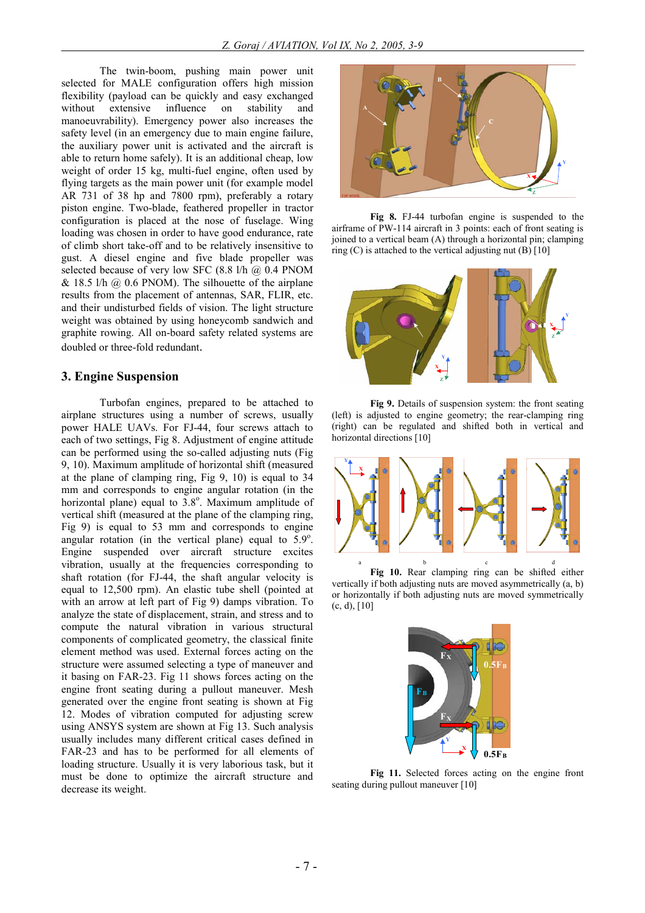The twin-boom, pushing main power unit selected for MALE configuration offers high mission flexibility (payload can be quickly and easy exchanged without extensive influence on stability and manoeuvrability). Emergency power also increases the safety level (in an emergency due to main engine failure, the auxiliary power unit is activated and the aircraft is able to return home safely). It is an additional cheap, low weight of order 15 kg, multi-fuel engine, often used by flying targets as the main power unit (for example model AR 731 of 38 hp and 7800 rpm), preferably a rotary piston engine. Two-blade, feathered propeller in tractor configuration is placed at the nose of fuselage. Wing loading was chosen in order to have good endurance, rate of climb short take-off and to be relatively insensitive to gust. A diesel engine and five blade propeller was selected because of very low SFC (8.8 l/h @ 0.4 PNOM & 18.5 l/h @ 0.6 PNOM). The silhouette of the airplane results from the placement of antennas, SAR, FLIR, etc. and their undisturbed fields of vision. The light structure weight was obtained by using honeycomb sandwich and graphite rowing. All on-board safety related systems are doubled or three-fold redundant.

## 3. Engine Suspension

Turbofan engines, prepared to be attached to airplane structures using a number of screws, usually power HALE UAVs. For FJ-44, four screws attach to each of two settings, Fig 8. Adjustment of engine attitude can be performed using the so-called adjusting nuts (Fig 9, 10). Maximum amplitude of horizontal shift (measured at the plane of clamping ring, Fig 9, 10) is equal to 34 mm and corresponds to engine angular rotation (in the horizontal plane) equal to 3.8°. Maximum amplitude of vertical shift (measured at the plane of the clamping ring, Fig 9) is equal to 53 mm and corresponds to engine angular rotation (in the vertical plane) equal to 5.9°. Engine suspended over aircraft structure excites vibration, usually at the frequencies corresponding to shaft rotation (for FJ-44, the shaft angular velocity is equal to 12,500 rpm). An elastic tube shell (pointed at with an arrow at left part of Fig 9) damps vibration. To analyze the state of displacement, strain, and stress and to compute the natural vibration in various structural components of complicated geometry, the classical finite element method was used. External forces acting on the structure were assumed selecting a type of maneuver and it basing on FAR-23. Fig 11 shows forces acting on the engine front seating during a pullout maneuver. Mesh generated over the engine front seating is shown at Fig 12. Modes of vibration computed for adjusting screw using ANSYS system are shown at Fig 13. Such analysis usually includes many different critical cases defined in FAR-23 and has to be performed for all elements of loading structure. Usually it is very laborious task, but it must be done to optimize the aircraft structure and decrease its weight.

**Fig 8.** FJ-44 turbofan engine is suspended to the airframe of PW-114 aircraft in 3 points: each of front seating is joined to a vertical beam (A) through a horizontal pin; clamping ring (C) is attached to the vertical adjusting nut (B) [10]

**Fig 9.** Details of suspension system: the front seating (left) is adjusted to engine geometry; the rear-clamping ring (right) can be regulated and shifted both in vertical and horizontal directions [10]

**Fig 10.** Rear clamping ring can be shifted either vertically if both adjusting nuts are moved asymmetrically (a, b) or horizontally if both adjusting nuts are moved symmetrically (c, d), [10]

**Fig 11.** Selected forces acting on the engine front seating during pullout maneuver [10]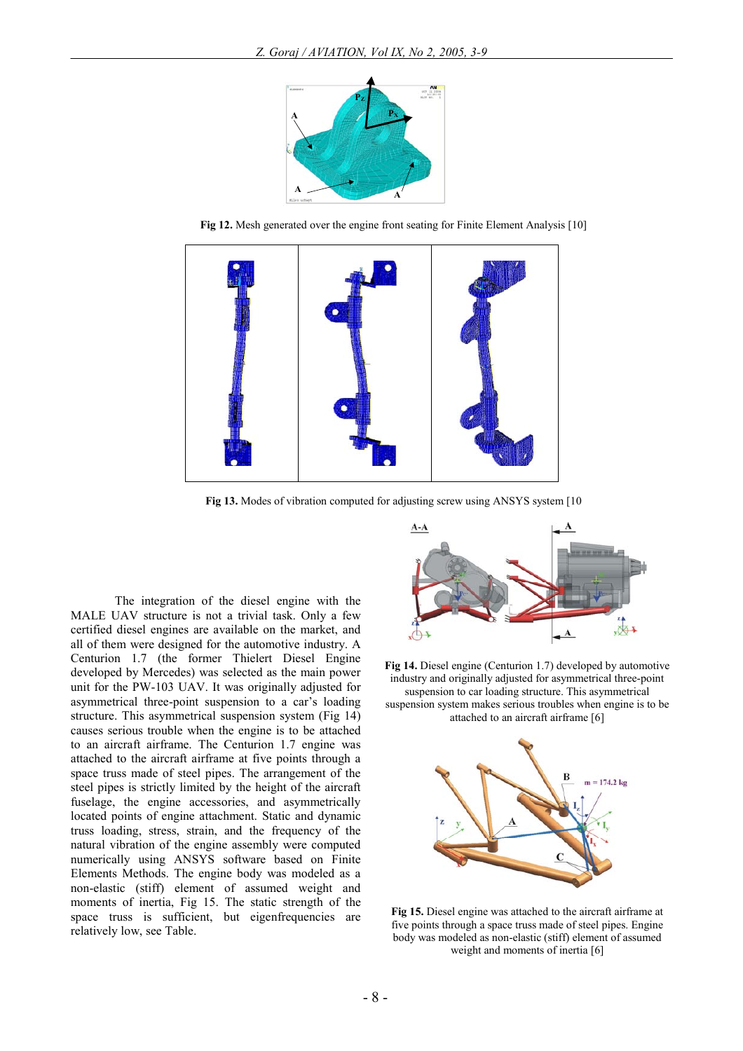**Fig 12.** Mesh generated over the engine front seating for Finite Element Analysis [10]

**Fig 13.** Modes of vibration computed for adjusting screw using ANSYS system [10

The integration of the diesel engine with the MALE UAV structure is not a trivial task. Only a few certified diesel engines are available on the market, and all of them were designed for the automotive industry. A Centurion 1.7 (the former Thielert Diesel Engine developed by Mercedes) was selected as the main power unit for the PW-103 UAV. It was originally adjusted for asymmetrical three-point suspension to a car's loading structure. This asymmetrical suspension system (Fig 14) causes serious trouble when the engine is to be attached to an aircraft airframe. The Centurion 1.7 engine was attached to the aircraft airframe at five points through a space truss made of steel pipes. The arrangement of the steel pipes is strictly limited by the height of the aircraft fuselage, the engine accessories, and asymmetrically located points of engine attachment. Static and dynamic truss loading, stress, strain, and the frequency of the natural vibration of the engine assembly were computed numerically using ANSYS software based on Finite Elements Methods. The engine body was modeled as a non-elastic (stiff) element of assumed weight and moments of inertia, Fig 15. The static strength of the space truss is sufficient, but eigenfrequencies are relatively low, see Table.

**Fig 14.** Diesel engine (Centurion 1.7) developed by automotive industry and originally adjusted for asymmetrical three-point suspension to car loading structure. This asymmetrical suspension system makes serious troubles when engine is to be attached to an aircraft airframe [6]

**Fig 15.** Diesel engine was attached to the aircraft airframe at five points through a space truss made of steel pipes. Engine body was modeled as non-elastic (stiff) element of assumed weight and moments of inertia [6]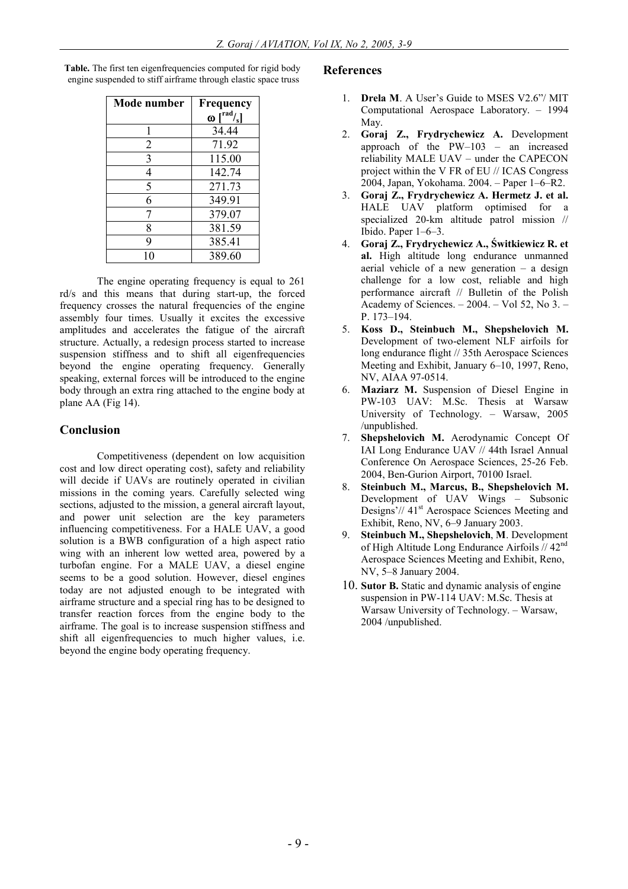**Table.** The first ten eigenfrequencies computed for rigid body engine suspended to stiff airframe through elastic space truss

| Mode number | Frequency $\omega$ [$^{rad}/_{s}$] |
|---|---|
| 1 | 34.44 |
| 2 | 71.92 |
| 3 | 115.00 |
| 4 | 142.74 |
| 5 | 271.73 |
| 6 | 349.91 |
| 7 | 379.07 |
| 8 | 381.59 |
| 9 | 385.41 |
| 10 | 389.60 |

The engine operating frequency is equal to 261 rd/s and this means that during start-up, the forced frequency crosses the natural frequencies of the engine assembly four times. Usually it excites the excessive amplitudes and accelerates the fatigue of the aircraft structure. Actually, a redesign process started to increase suspension stiffness and to shift all eigenfrequencies beyond the engine operating frequency. Generally speaking, external forces will be introduced to the engine body through an extra ring attached to the engine body at plane AA (Fig 14).

## Conclusion

Competitiveness (dependent on low acquisition cost and low direct operating cost), safety and reliability will decide if UAVs are routinely operated in civilian missions in the coming years. Carefully selected wing sections, adjusted to the mission, a general aircraft layout, and power unit selection are the key parameters influencing competitiveness. For a HALE UAV, a good solution is a BWB configuration of a high aspect ratio wing with an inherent low wetted area, powered by a turbofan engine. For a MALE UAV, a diesel engine seems to be a good solution. However, diesel engines today are not adjusted enough to be integrated with airframe structure and a special ring has to be designed to transfer reaction forces from the engine body to the airframe. The goal is to increase suspension stiffness and shift all eigenfrequencies to much higher values, i.e. beyond the engine body operating frequency.

## References

1. **Drela M**. A User's Guide to MSES V2.6"/ MIT Computational Aerospace Laboratory. – 1994 May.
2. **Goraj Z., Frydrychewicz A.** Development approach of the PW–103 – an increased reliability MALE UAV – under the CAPECON project within the V FR of EU // ICAS Congress 2004, Japan, Yokohama. 2004. – Paper 1–6–R2.
3. **Goraj Z., Frydrychewicz A. Hermetz J. et al.** HALE UAV platform optimised for a specialized 20-km altitude patrol mission // Ibido. Paper 1–6–3.
4. **Goraj Z., Frydrychewicz A., Świtkiewicz R. et al.** High altitude long endurance unmanned aerial vehicle of a new generation – a design challenge for a low cost, reliable and high performance aircraft // Bulletin of the Polish Academy of Sciences. – 2004. – Vol 52, No 3. – P. 173–194.
5. **Koss D., Steinbuch M., Shepshelovich M.** Development of two-element NLF airfoils for long endurance flight // 35th Aerospace Sciences Meeting and Exhibit, January 6–10, 1997, Reno, NV, AIAA 97-0514.
6. **Maziarz M.** Suspension of Diesel Engine in PW-103 UAV: M.Sc. Thesis at Warsaw University of Technology. – Warsaw, 2005 /unpublished.
7. **Shepshelovich M.** Aerodynamic Concept Of IAI Long Endurance UAV // 44th Israel Annual Conference On Aerospace Sciences, 25-26 Feb. 2004, Ben-Gurion Airport, 70100 Israel.
8. **Steinbuch M., Marcus, B., Shepshelovich M.** Development of UAV Wings – Subsonic Designs'// 41st Aerospace Sciences Meeting and Exhibit, Reno, NV, 6–9 January 2003.
9. **Steinbuch M., Shepshelovich**, **M**. Development of High Altitude Long Endurance Airfoils // 42nd Aerospace Sciences Meeting and Exhibit, Reno, NV, 5–8 January 2004.
10. **Sutor B.** Static and dynamic analysis of engine suspension in PW-114 UAV: M.Sc. Thesis at Warsaw University of Technology. – Warsaw, 2004 /unpublished.